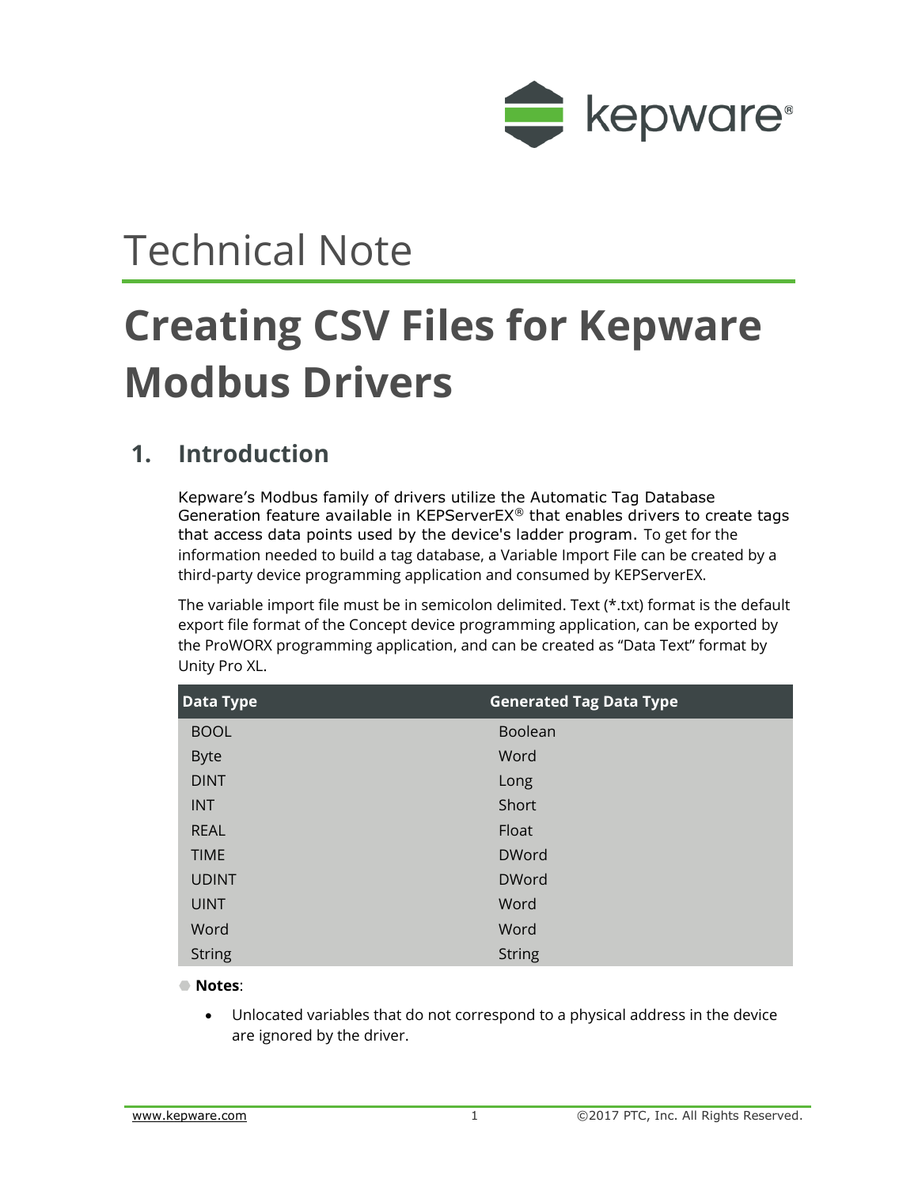Technical Note

# Creating CSV Files for Kepware Modbus Drivers

## 1. Introduction

Kepware's Modbus family of drivers utilize the Automatic Tag Database Generation feature available in KEPServerEX® that enables drivers to create tags that access data points used by the device's ladder program. To get for the information needed to build a tag database, a Variable Import File can be created by a third-party device programming application and consumed by KEPServerEX.

The variable import file must be in semicolon delimited. Text (*.txt) format is the default export file format of the Concept device programming application, can be exported by the ProWORX programming application, and can be created as "Data Text" format by Unity Pro XL.

| Data Type | Generated Tag Data Type |
|---|---|
| BOOL | Boolean |
| Byte | Word |
| DINT | Long |
| INT | Short |
| REAL | Float |
| TIME | DWord |
| UDINT | DWord |
| UINT | Word |
| Word | Word |
| String | String |

**Notes**:

- Unlocated variables that do not correspond to a physical address in the device are ignored by the driver.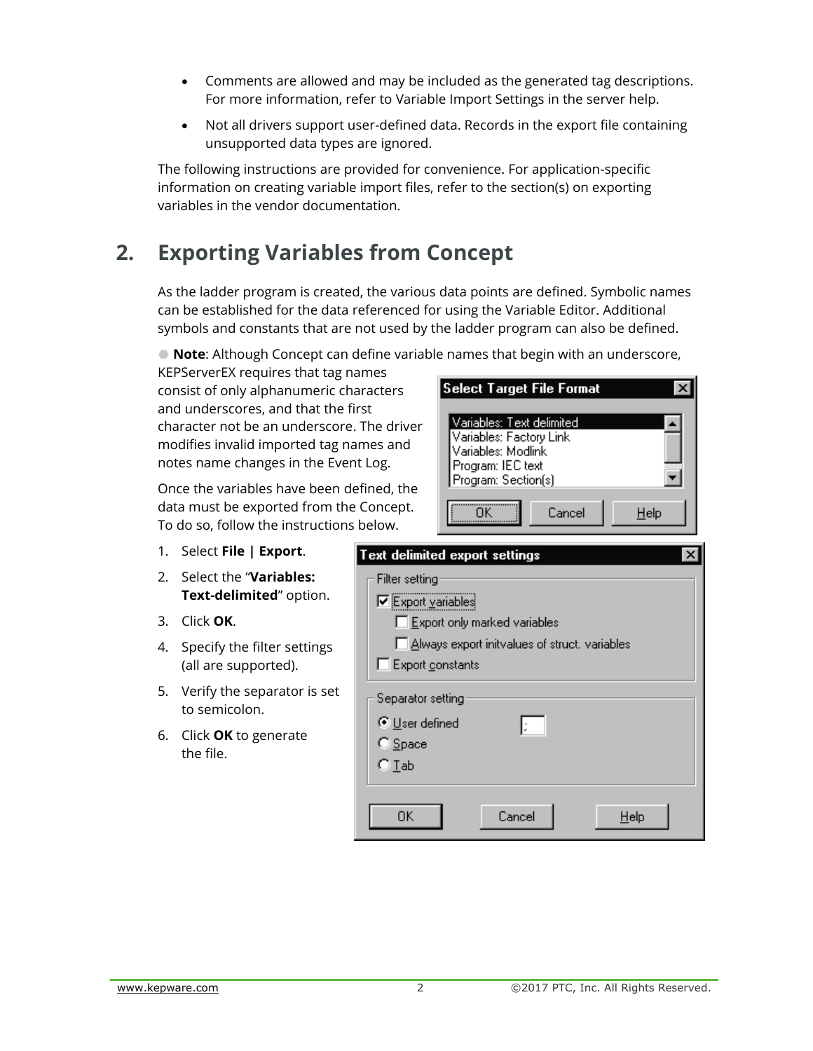- Comments are allowed and may be included as the generated tag descriptions. For more information, refer to Variable Import Settings in the server help.
- Not all drivers support user-defined data. Records in the export file containing unsupported data types are ignored.

The following instructions are provided for convenience. For application-specific information on creating variable import files, refer to the section(s) on exporting variables in the vendor documentation.

## 2. Exporting Variables from Concept

As the ladder program is created, the various data points are defined. Symbolic names can be established for the data referenced for using the Variable Editor. Additional symbols and constants that are not used by the ladder program can also be defined.

● **Note**: Although Concept can define variable names that begin with an underscore, KEPServerEX requires that tag names consist of only alphanumeric characters and underscores, and that the first character not be an underscore. The driver modifies invalid imported tag names and notes name changes in the Event Log.

Once the variables have been defined, the data must be exported from the Concept. To do so, follow the instructions below.

1. Select **File | Export**.
2. Select the "**Variables: Text-delimited**" option.
3. Click **OK**.
4. Specify the filter settings (all are supported).
5. Verify the separator is set to semicolon.
6. Click **OK** to generate the file.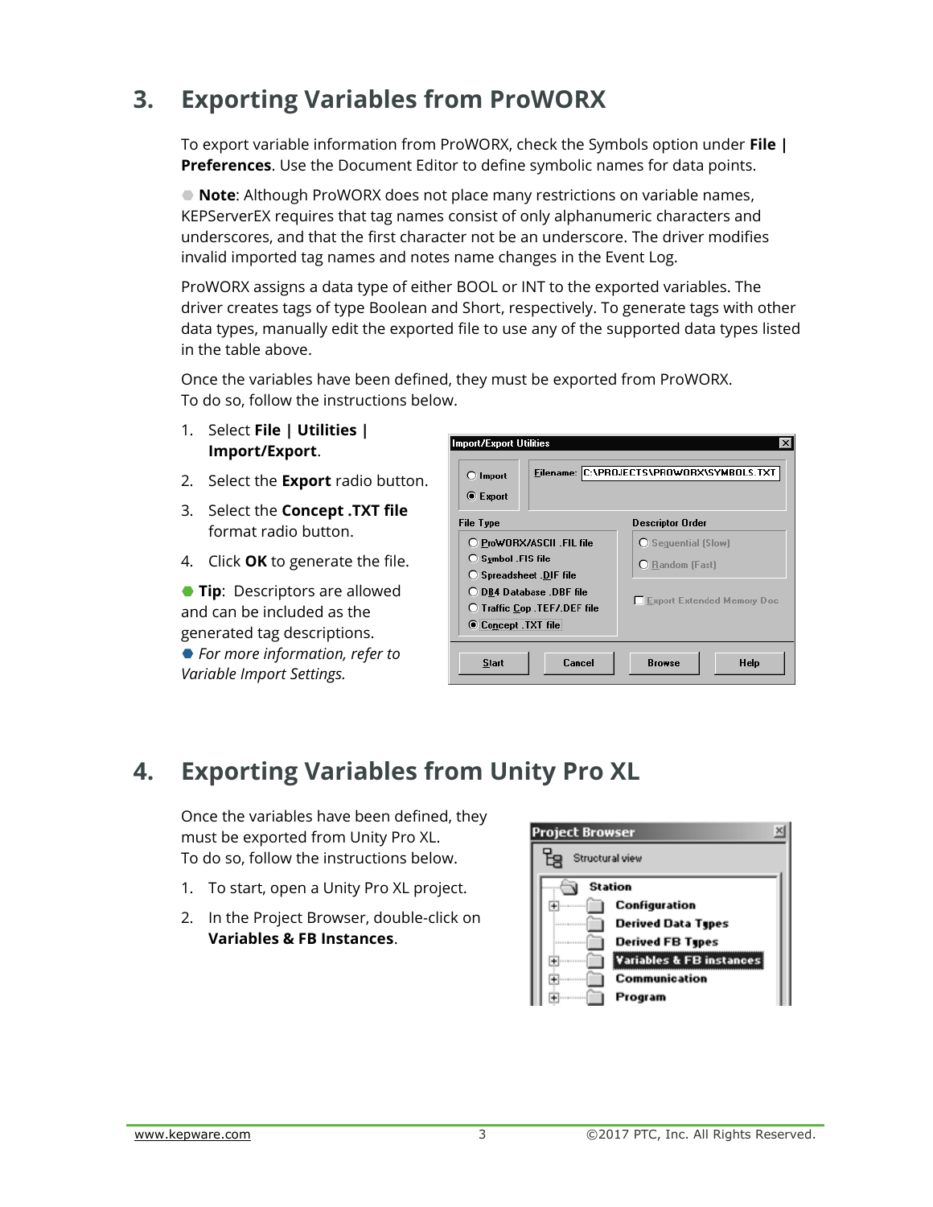# 3. Exporting Variables from ProWORX

To export variable information from ProWORX, check the Symbols option under **File | Preferences**. Use the Document Editor to define symbolic names for data points.

● **Note**: Although ProWORX does not place many restrictions on variable names, KEPServerEX requires that tag names consist of only alphanumeric characters and underscores, and that the first character not be an underscore. The driver modifies invalid imported tag names and notes name changes in the Event Log.

ProWORX assigns a data type of either BOOL or INT to the exported variables. The driver creates tags of type Boolean and Short, respectively. To generate tags with other data types, manually edit the exported file to use any of the supported data types listed in the table above.

Once the variables have been defined, they must be exported from ProWORX.
To do so, follow the instructions below.

1. Select **File | Utilities | Import/Export**.
2. Select the **Export** radio button.
3. Select the **Concept .TXT file** format radio button.
4. Click **OK** to generate the file.

● **Tip**: Descriptors are allowed and can be included as the generated tag descriptions.
● *For more information, refer to Variable Import Settings.*

# 4. Exporting Variables from Unity Pro XL

Once the variables have been defined, they must be exported from Unity Pro XL.
To do so, follow the instructions below.

1. To start, open a Unity Pro XL project.
2. In the Project Browser, double-click on **Variables & FB Instances**.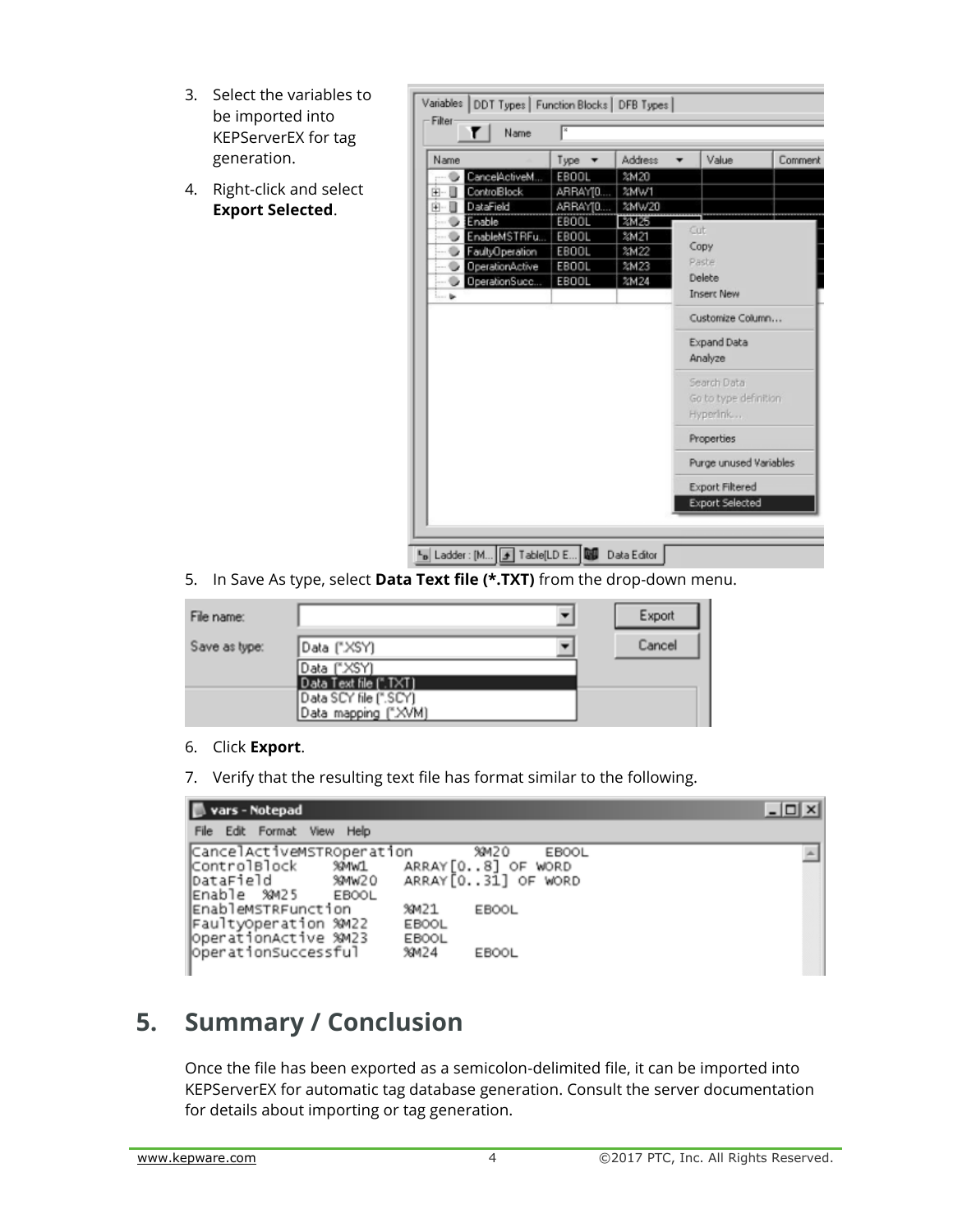3. Select the variables to be imported into KEPServerEX for tag generation.
4. Right-click and select **Export Selected**.
5. In Save As type, select **Data Text file (*.TXT)** from the drop-down menu.
6. Click **Export**.
7. Verify that the resulting text file has format similar to the following.

## 5. Summary / Conclusion

Once the file has been exported as a semicolon-delimited file, it can be imported into KEPServerEX for automatic tag database generation. Consult the server documentation for details about importing or tag generation.